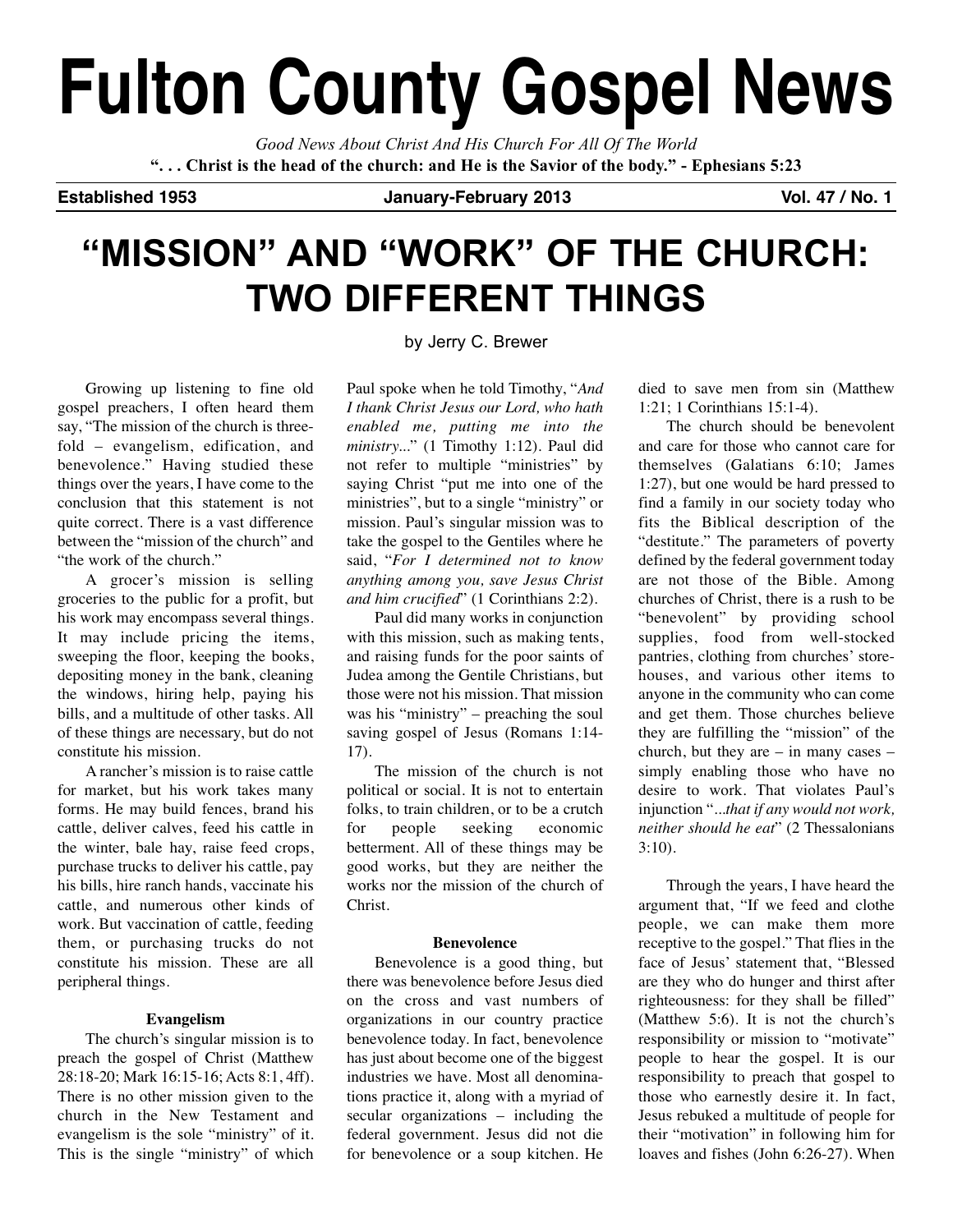# Fulton County Gospel News

*Good News About Christ And His Church For All Of The World*

**". . . Christ is the head of the church: and He is the Savior of the body." - Ephesians 5:23**

**Established 1953** | **January-February 2013** | **Vol. 47 / No. 1**

## "MISSION" AND "WORK" OF THE CHURCH: TWO DIFFERENT THINGS

by Jerry C. Brewer

Growing up listening to fine old gospel preachers, I often heard them say, "The mission of the church is three-fold – evangelism, edification, and benevolence." Having studied these things over the years, I have come to the conclusion that this statement is not quite correct. There is a vast difference between the "mission of the church" and "the work of the church."

A grocer's mission is selling groceries to the public for a profit, but his work may encompass several things. It may include pricing the items, sweeping the floor, keeping the books, depositing money in the bank, cleaning the windows, hiring help, paying his bills, and a multitude of other tasks. All of these things are necessary, but do not constitute his mission.

A rancher's mission is to raise cattle for market, but his work takes many forms. He may build fences, brand his cattle, deliver calves, feed his cattle in the winter, bale hay, raise feed crops, purchase trucks to deliver his cattle, pay his bills, hire ranch hands, vaccinate his cattle, and numerous other kinds of work. But vaccination of cattle, feeding them, or purchasing trucks do not constitute his mission. These are all peripheral things.

### Evangelism

The church's singular mission is to preach the gospel of Christ (Matthew 28:18-20; Mark 16:15-16; Acts 8:1, 4ff). There is no other mission given to the church in the New Testament and evangelism is the sole "ministry" of it. This is the single "ministry" of which Paul spoke when he told Timothy, "*And I thank Christ Jesus our Lord, who hath enabled me, putting me into the ministry...*" (1 Timothy 1:12). Paul did not refer to multiple "ministries" by saying Christ "put me into one of the ministries", but to a single "ministry" or mission. Paul's singular mission was to take the gospel to the Gentiles where he said, "*For I determined not to know anything among you, save Jesus Christ and him crucified*" (1 Corinthians 2:2).

Paul did many works in conjunction with this mission, such as making tents, and raising funds for the poor saints of Judea among the Gentile Christians, but those were not his mission. That mission was his "ministry" – preaching the soul saving gospel of Jesus (Romans 1:14-17).

The mission of the church is not political or social. It is not to entertain folks, to train children, or to be a crutch for people seeking economic betterment. All of these things may be good works, but they are neither the works nor the mission of the church of Christ.

### Benevolence

Benevolence is a good thing, but there was benevolence before Jesus died on the cross and vast numbers of organizations in our country practice benevolence today. In fact, benevolence has just about become one of the biggest industries we have. Most all denominations practice it, along with a myriad of secular organizations – including the federal government. Jesus did not die for benevolence or a soup kitchen. He died to save men from sin (Matthew 1:21; 1 Corinthians 15:1-4).

The church should be benevolent and care for those who cannot care for themselves (Galatians 6:10; James 1:27), but one would be hard pressed to find a family in our society today who fits the Biblical description of the "destitute." The parameters of poverty defined by the federal government today are not those of the Bible. Among churches of Christ, there is a rush to be "benevolent" by providing school supplies, food from well-stocked pantries, clothing from churches' storehouses, and various other items to anyone in the community who can come and get them. Those churches believe they are fulfilling the "mission" of the church, but they are – in many cases – simply enabling those who have no desire to work. That violates Paul's injunction "*...that if any would not work, neither should he eat*" (2 Thessalonians 3:10).

Through the years, I have heard the argument that, "If we feed and clothe people, we can make them more receptive to the gospel." That flies in the face of Jesus' statement that, "Blessed are they who do hunger and thirst after righteousness: for they shall be filled" (Matthew 5:6). It is not the church's responsibility or mission to "motivate" people to hear the gospel. It is our responsibility to preach that gospel to those who earnestly desire it. In fact, Jesus rebuked a multitude of people for their "motivation" in following him for loaves and fishes (John 6:26-27). When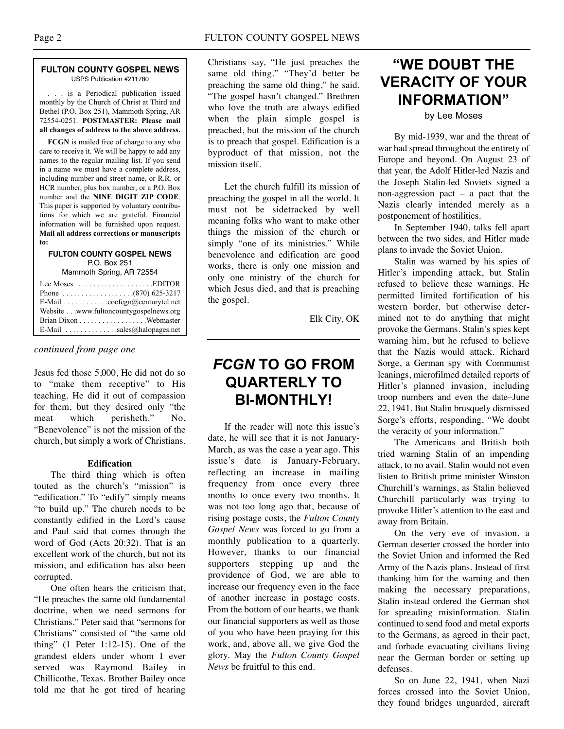**FULTON COUNTY GOSPEL NEWS**
USPS Publication #211780

. . . is a Periodical publication issued monthly by the Church of Christ at Third and Bethel (P.O. Box 251), Mammoth Spring, AR 72554-0251. **POSTMASTER: Please mail all changes of address to the above address.**

**FCGN** is mailed free of charge to any who care to receive it. We will be happy to add any names to the regular mailing list. If you send in a name we must have a complete address, including number and street name, or R.R. or HCR number, plus box number, or a P.O. Box number and the **NINE DIGIT ZIP CODE**. This paper is supported by voluntary contributions for which we are grateful. Financial information will be furnished upon request. **Mail all address corrections or manuscripts to:**

**FULTON COUNTY GOSPEL NEWS**
P.O. Box 251
Mammoth Spring, AR 72554

Lee Moses . . . . . . . . . . . . . . . . . . . .EDITOR
Phone . . . . . . . . . . . . . . . . . . .(870) 625-3217
E-Mail . . . . . . . . . . . .cocfcgn@centurytel.net
Website . . .www.fultoncountygospelnews.org
Brian Dixon . . . . . . . . . . . . . . . . . .Webmaster
E-Mail . . . . . . . . . . . . . .sales@halopages.net

*continued from page one*

Jesus fed those 5,000, He did not do so to "make them receptive" to His teaching. He did it out of compassion for them, but they desired only "the meat which perisheth." No, "Benevolence" is not the mission of the church, but simply a work of Christians.

**Edification**

The third thing which is often touted as the church's "mission" is "edification." To "edify" simply means "to build up." The church needs to be constantly edified in the Lord's cause and Paul said that comes through the word of God (Acts 20:32). That is an excellent work of the church, but not its mission, and edification has also been corrupted.

One often hears the criticism that, "He preaches the same old fundamental doctrine, when we need sermons for Christians." Peter said that "sermons for Christians" consisted of "the same old thing" (1 Peter 1:12-15). One of the grandest elders under whom I ever served was Raymond Bailey in Chillicothe, Texas. Brother Bailey once told me that he got tired of hearing Christians say, "He just preaches the same old thing." "They'd better be preaching the same old thing," he said. "The gospel hasn't changed." Brethren who love the truth are always edified when the plain simple gospel is preached, but the mission of the church is to preach that gospel. Edification is a byproduct of that mission, not the mission itself.

Let the church fulfill its mission of preaching the gospel in all the world. It must not be sidetracked by well meaning folks who want to make other things the mission of the church or simply "one of its ministries." While benevolence and edification are good works, there is only one mission and only one ministry of the church for which Jesus died, and that is preaching the gospel.

Elk City, OK

## *FCGN* TO GO FROM QUARTERLY TO BI-MONTHLY!

If the reader will note this issue's date, he will see that it is not January-March, as was the case a year ago. This issue's date is January-February, reflecting an increase in mailing frequency from once every three months to once every two months. It was not too long ago that, because of rising postage costs, the *Fulton County Gospel News* was forced to go from a monthly publication to a quarterly. However, thanks to our financial supporters stepping up and the providence of God, we are able to increase our frequency even in the face of another increase in postage costs. From the bottom of our hearts, we thank our financial supporters as well as those of you who have been praying for this work, and, above all, we give God the glory. May the *Fulton County Gospel News* be fruitful to this end.

## "WE DOUBT THE VERACITY OF YOUR INFORMATION"

by Lee Moses

By mid-1939, war and the threat of war had spread throughout the entirety of Europe and beyond. On August 23 of that year, the Adolf Hitler-led Nazis and the Joseph Stalin-led Soviets signed a non-aggression pact – a pact that the Nazis clearly intended merely as a postponement of hostilities.

In September 1940, talks fell apart between the two sides, and Hitler made plans to invade the Soviet Union.

Stalin was warned by his spies of Hitler's impending attack, but Stalin refused to believe these warnings. He permitted limited fortification of his western border, but otherwise determined not to do anything that might provoke the Germans. Stalin's spies kept warning him, but he refused to believe that the Nazis would attack. Richard Sorge, a German spy with Communist leanings, microfilmed detailed reports of Hitler's planned invasion, including troop numbers and even the date–June 22, 1941. But Stalin brusquely dismissed Sorge's efforts, responding, "We doubt the veracity of your information."

The Americans and British both tried warning Stalin of an impending attack, to no avail. Stalin would not even listen to British prime minister Winston Churchill's warnings, as Stalin believed Churchill particularly was trying to provoke Hitler's attention to the east and away from Britain.

On the very eve of invasion, a German deserter crossed the border into the Soviet Union and informed the Red Army of the Nazis plans. Instead of first thanking him for the warning and then making the necessary preparations, Stalin instead ordered the German shot for spreading misinformation. Stalin continued to send food and metal exports to the Germans, as agreed in their pact, and forbade evacuating civilians living near the German border or setting up defenses.

So on June 22, 1941, when Nazi forces crossed into the Soviet Union, they found bridges unguarded, aircraft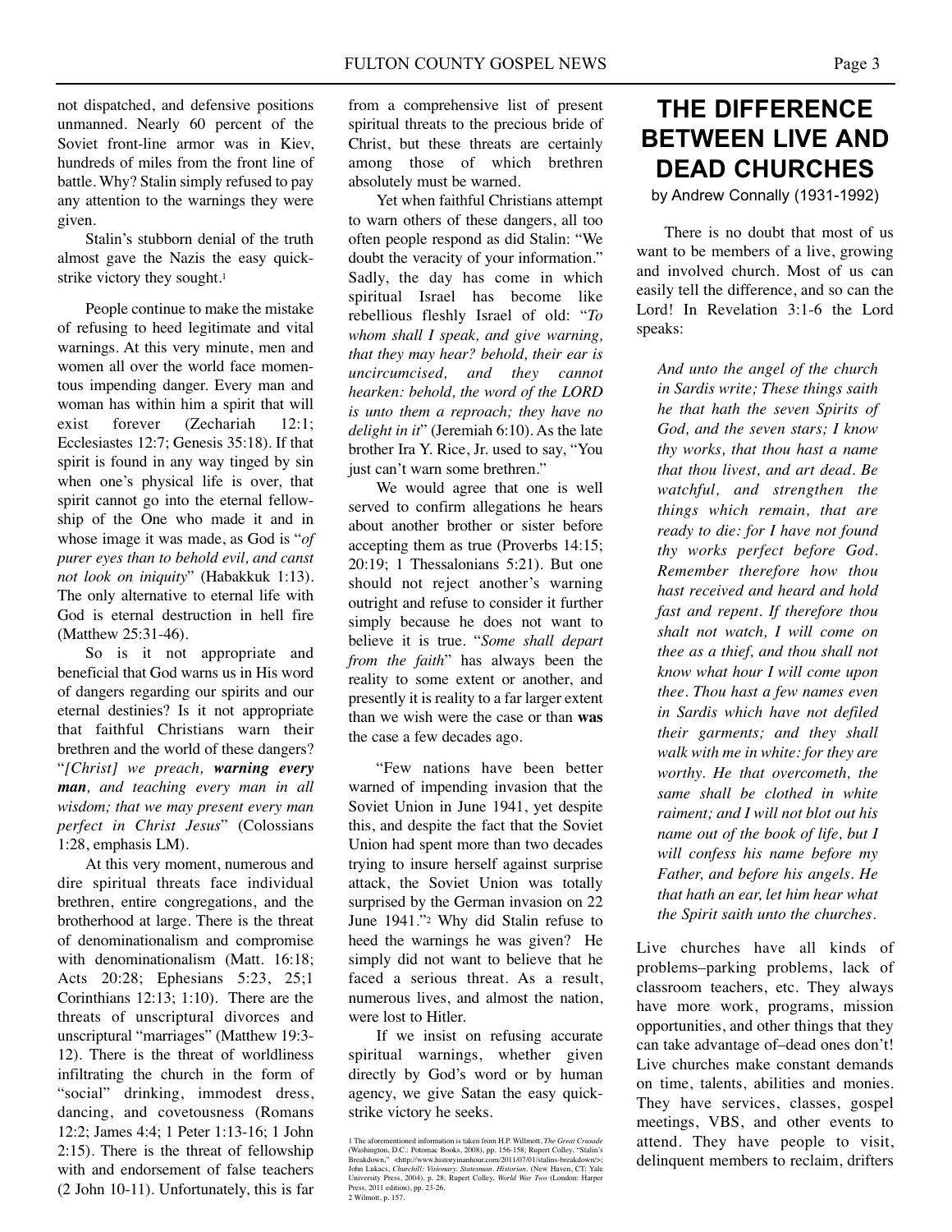not dispatched, and defensive positions unmanned. Nearly 60 percent of the Soviet front-line armor was in Kiev, hundreds of miles from the front line of battle. Why? Stalin simply refused to pay any attention to the warnings they were given.

Stalin's stubborn denial of the truth almost gave the Nazis the easy quick-strike victory they sought.[1]

People continue to make the mistake of refusing to heed legitimate and vital warnings. At this very minute, men and women all over the world face momentous impending danger. Every man and woman has within him a spirit that will exist forever (Zechariah 12:1; Ecclesiastes 12:7; Genesis 35:18). If that spirit is found in any way tinged by sin when one's physical life is over, that spirit cannot go into the eternal fellowship of the One who made it and in whose image it was made, as God is "*of purer eyes than to behold evil, and canst not look on iniquity*" (Habakkuk 1:13). The only alternative to eternal life with God is eternal destruction in hell fire (Matthew 25:31-46).

So is it not appropriate and beneficial that God warns us in His word of dangers regarding our spirits and our eternal destinies? Is it not appropriate that faithful Christians warn their brethren and the world of these dangers? "*[Christ] we preach, **warning every man**, and teaching every man in all wisdom; that we may present every man perfect in Christ Jesus*" (Colossians 1:28, emphasis LM).

At this very moment, numerous and dire spiritual threats face individual brethren, entire congregations, and the brotherhood at large. There is the threat of denominationalism and compromise with denominationalism (Matt. 16:18; Acts 20:28; Ephesians 5:23, 25;1 Corinthians 12:13; 1:10). There are the threats of unscriptural divorces and unscriptural "marriages" (Matthew 19:3-12). There is the threat of worldliness infiltrating the church in the form of "social" drinking, immodest dress, dancing, and covetousness (Romans 12:2; James 4:4; 1 Peter 1:13-16; 1 John 2:15). There is the threat of fellowship with and endorsement of false teachers (2 John 10-11). Unfortunately, this is far from a comprehensive list of present spiritual threats to the precious bride of Christ, but these threats are certainly among those of which brethren absolutely must be warned.

Yet when faithful Christians attempt to warn others of these dangers, all too often people respond as did Stalin: "We doubt the veracity of your information." Sadly, the day has come in which spiritual Israel has become like rebellious fleshly Israel of old: "*To whom shall I speak, and give warning, that they may hear? behold, their ear is uncircumcised, and they cannot hearken: behold, the word of the LORD is unto them a reproach; they have no delight in it*" (Jeremiah 6:10). As the late brother Ira Y. Rice, Jr. used to say, "You just can't warn some brethren."

We would agree that one is well served to confirm allegations he hears about another brother or sister before accepting them as true (Proverbs 14:15; 20:19; 1 Thessalonians 5:21). But one should not reject another's warning outright and refuse to consider it further simply because he does not want to believe it is true. "*Some shall depart from the faith*" has always been the reality to some extent or another, and presently it is reality to a far larger extent than we wish were the case or than **was** the case a few decades ago.

"Few nations have been better warned of impending invasion that the Soviet Union in June 1941, yet despite this, and despite the fact that the Soviet Union had spent more than two decades trying to insure herself against surprise attack, the Soviet Union was totally surprised by the German invasion on 22 June 1941."[2] Why did Stalin refuse to heed the warnings he was given? He simply did not want to believe that he faced a serious threat. As a result, numerous lives, and almost the nation, were lost to Hitler.

If we insist on refusing accurate spiritual warnings, whether given directly by God's word or by human agency, we give Satan the easy quick-strike victory he seeks.

1 The aforementioned information is taken from H.P. Willmott, *The Great Crusade* (Washington, D.C.: Potomac Books, 2008), pp. 156-158; Rupert Colley, "Stalin's Breakdown," <http://www.historyinanhour.com/2011/07/01/stalins-breakdown/>; John Lukacs, *Churchill: Visionary. Statesman. Historian.* (New Haven, CT: Yale University Press, 2004), p. 28; Rupert Colley, *World War Two* (London: Harper Press, 2011 edition), pp. 23-26.
2 Wilmott, p. 157.

# THE DIFFERENCE BETWEEN LIVE AND DEAD CHURCHES

by Andrew Connally (1931-1992)

There is no doubt that most of us want to be members of a live, growing and involved church. Most of us can easily tell the difference, and so can the Lord! In Revelation 3:1-6 the Lord speaks:

> *And unto the angel of the church in Sardis write; These things saith he that hath the seven Spirits of God, and the seven stars; I know thy works, that thou hast a name that thou livest, and art dead. Be watchful, and strengthen the things which remain, that are ready to die: for I have not found thy works perfect before God. Remember therefore how thou hast received and heard and hold fast and repent. If therefore thou shalt not watch, I will come on thee as a thief, and thou shall not know what hour I will come upon thee. Thou hast a few names even in Sardis which have not defiled their garments; and they shall walk with me in white: for they are worthy. He that overcometh, the same shall be clothed in white raiment; and I will not blot out his name out of the book of life, but I will confess his name before my Father, and before his angels. He that hath an ear, let him hear what the Spirit saith unto the churches.*

Live churches have all kinds of problems–parking problems, lack of classroom teachers, etc. They always have more work, programs, mission opportunities, and other things that they can take advantage of–dead ones don't! Live churches make constant demands on time, talents, abilities and monies. They have services, classes, gospel meetings, VBS, and other events to attend. They have people to visit, delinquent members to reclaim, drifters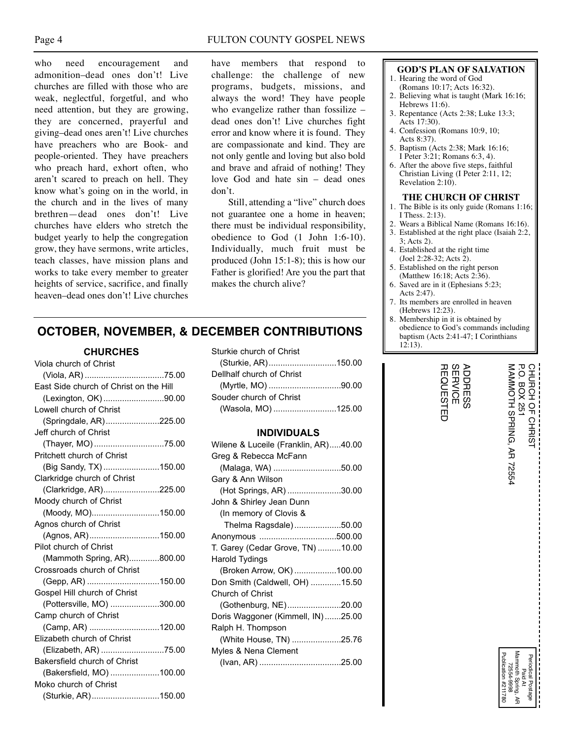who need encouragement and admonition–dead ones don't! Live churches are filled with those who are weak, neglectful, forgetful, and who need attention, but they are growing, they are concerned, prayerful and giving–dead ones aren't! Live churches have preachers who are Book- and people-oriented. They have preachers who preach hard, exhort often, who aren't scared to preach on hell. They know what's going on in the world, in the church and in the lives of many brethren—dead ones don't! Live churches have elders who stretch the budget yearly to help the congregation grow, they have sermons, write articles, teach classes, have mission plans and works to take every member to greater heights of service, sacrifice, and finally heaven–dead ones don't! Live churches have members that respond to challenge: the challenge of new programs, budgets, missions, and always the word! They have people who evangelize rather than fossilize – dead ones don't! Live churches fight error and know where it is found. They are compassionate and kind. They are not only gentle and loving but also bold and brave and afraid of nothing! They love God and hate sin – dead ones don't.

Still, attending a "live" church does not guarantee one a home in heaven; there must be individual responsibility, obedience to God (1 John 1:6-10). Individually, much fruit must be produced (John 15:1-8); this is how our Father is glorified! Are you the part that makes the church alive?

## OCTOBER, NOVEMBER, & DECEMBER CONTRIBUTIONS

### CHURCHES

Viola church of Christ (Viola, AR) .....75.00
East Side church of Christ on the Hill (Lexington, OK) .....90.00
Lowell church of Christ (Springdale, AR) .....225.00
Jeff church of Christ (Thayer, MO) .....75.00
Pritchett church of Christ (Big Sandy, TX) .....150.00
Clarkridge church of Christ (Clarkridge, AR) .....225.00
Moody church of Christ (Moody, MO) .....150.00
Agnos church of Christ (Agnos, AR) .....150.00
Pilot church of Christ (Mammoth Spring, AR) .....800.00
Crossroads church of Christ (Gepp, AR) .....150.00
Gospel Hill church of Christ (Pottersville, MO) .....300.00
Camp church of Christ (Camp, AR) .....120.00
Elizabeth church of Christ (Elizabeth, AR) .....75.00
Bakersfield church of Christ (Bakersfield, MO) .....100.00
Moko church of Christ (Sturkie, AR) .....150.00
Sturkie church of Christ (Sturkie, AR) .....150.00
Dellhalf church of Christ (Myrtle, MO) .....90.00
Souder church of Christ (Wasola, MO) .....125.00

### INDIVIDUALS

Wilene & Luceile (Franklin, AR) .....40.00
Greg & Rebecca McFann (Malaga, WA) .....50.00
Gary & Ann Wilson (Hot Springs, AR) .....30.00
John & Shirley Jean Dunn (In memory of Clovis & Thelma Ragsdale) .....50.00
Anonymous .....500.00
T. Garey (Cedar Grove, TN) .....10.00
Harold Tydings (Broken Arrow, OK) .....100.00
Don Smith (Caldwell, OH) .....15.50
Church of Christ (Gothenburg, NE) .....20.00
Doris Waggoner (Kimmell, IN) .....25.00
Ralph H. Thompson (White House, TN) .....25.76
Myles & Nena Clement (Ivan, AR) .....25.00

### GOD'S PLAN OF SALVATION

1. Hearing the word of God (Romans 10:17; Acts 16:32).
2. Believing what is taught (Mark 16:16; Hebrews 11:6).
3. Repentance (Acts 2:38; Luke 13:3; Acts 17:30).
4. Confession (Romans 10:9, 10; Acts 8:37).
5. Baptism (Acts 2:38; Mark 16:16; I Peter 3:21; Romans 6:3, 4).
6. After the above five steps, faithful Christian Living (I Peter 2:11, 12; Revelation 2:10).

### THE CHURCH OF CHRIST

1. The Bible is its only guide (Romans 1:16; I Thess. 2:13).
2. Wears a Biblical Name (Romans 16:16).
3. Established at the right place (Isaiah 2:2, 3; Acts 2).
4. Established at the right time (Joel 2:28-32; Acts 2).
5. Established on the right person (Matthew 16:18; Acts 2:36).
6. Saved are in it (Ephesians 5:23; Acts 2:47).
7. Its members are enrolled in heaven (Hebrews 12:23).
8. Membership in it is obtained by obedience to God's commands including baptism (Acts 2:41-47; I Corinthians 12:13).

CHURCH OF CHRIST
P.O. BOX 251
MAMMOTH SPRING, AR 72554

ADDRESS
SERVICE
REQUESTED

Periodical Postage
Paid At
Mammoth Spring, AR
72554-9998
Publication #211780